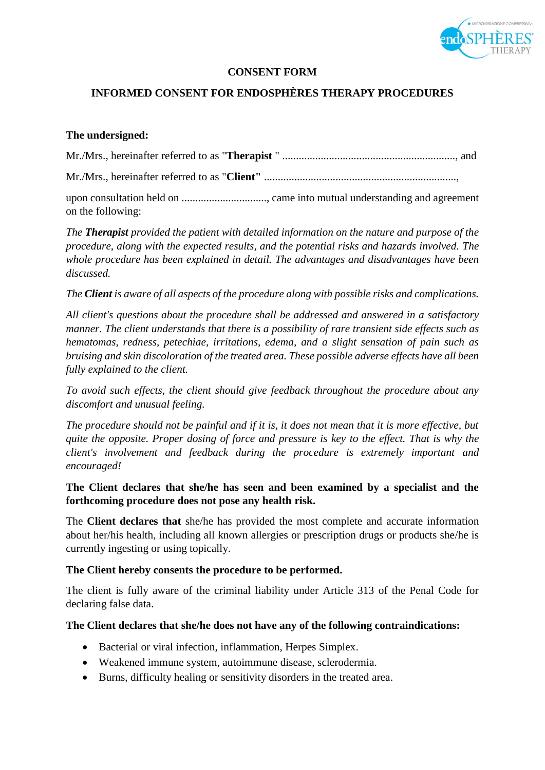## CONSENT FORM

## INFORMED CONSENT FOR ENDOSPHÈRES THERAPY PROCEDURES

**The undersigned:**

Mr./Mrs., hereinafter referred to as "**Therapist** " ..............................................................., and

Mr./Mrs., hereinafter referred to as "**Client"** ......................................................................,

upon consultation held on ..............................., came into mutual understanding and agreement on the following:

*The **Therapist** provided the patient with detailed information on the nature and purpose of the procedure, along with the expected results, and the potential risks and hazards involved. The whole procedure has been explained in detail. The advantages and disadvantages have been discussed.*

*The **Client** is aware of all aspects of the procedure along with possible risks and complications.*

*All client's questions about the procedure shall be addressed and answered in a satisfactory manner. The client understands that there is a possibility of rare transient side effects such as hematomas, redness, petechiae, irritations, edema, and a slight sensation of pain such as bruising and skin discoloration of the treated area. These possible adverse effects have all been fully explained to the client.*

*To avoid such effects, the client should give feedback throughout the procedure about any discomfort and unusual feeling.*

*The procedure should not be painful and if it is, it does not mean that it is more effective, but quite the opposite. Proper dosing of force and pressure is key to the effect. That is why the client's involvement and feedback during the procedure is extremely important and encouraged!*

**The Client declares that she/he has seen and been examined by a specialist and the forthcoming procedure does not pose any health risk.**

The **Client declares that** she/he has provided the most complete and accurate information about her/his health, including all known allergies or prescription drugs or products she/he is currently ingesting or using topically.

**The Client hereby consents the procedure to be performed.**

The client is fully aware of the criminal liability under Article 313 of the Penal Code for declaring false data.

**The Client declares that she/he does not have any of the following contraindications:**

- Bacterial or viral infection, inflammation, Herpes Simplex.
- Weakened immune system, autoimmune disease, sclerodermia.
- Burns, difficulty healing or sensitivity disorders in the treated area.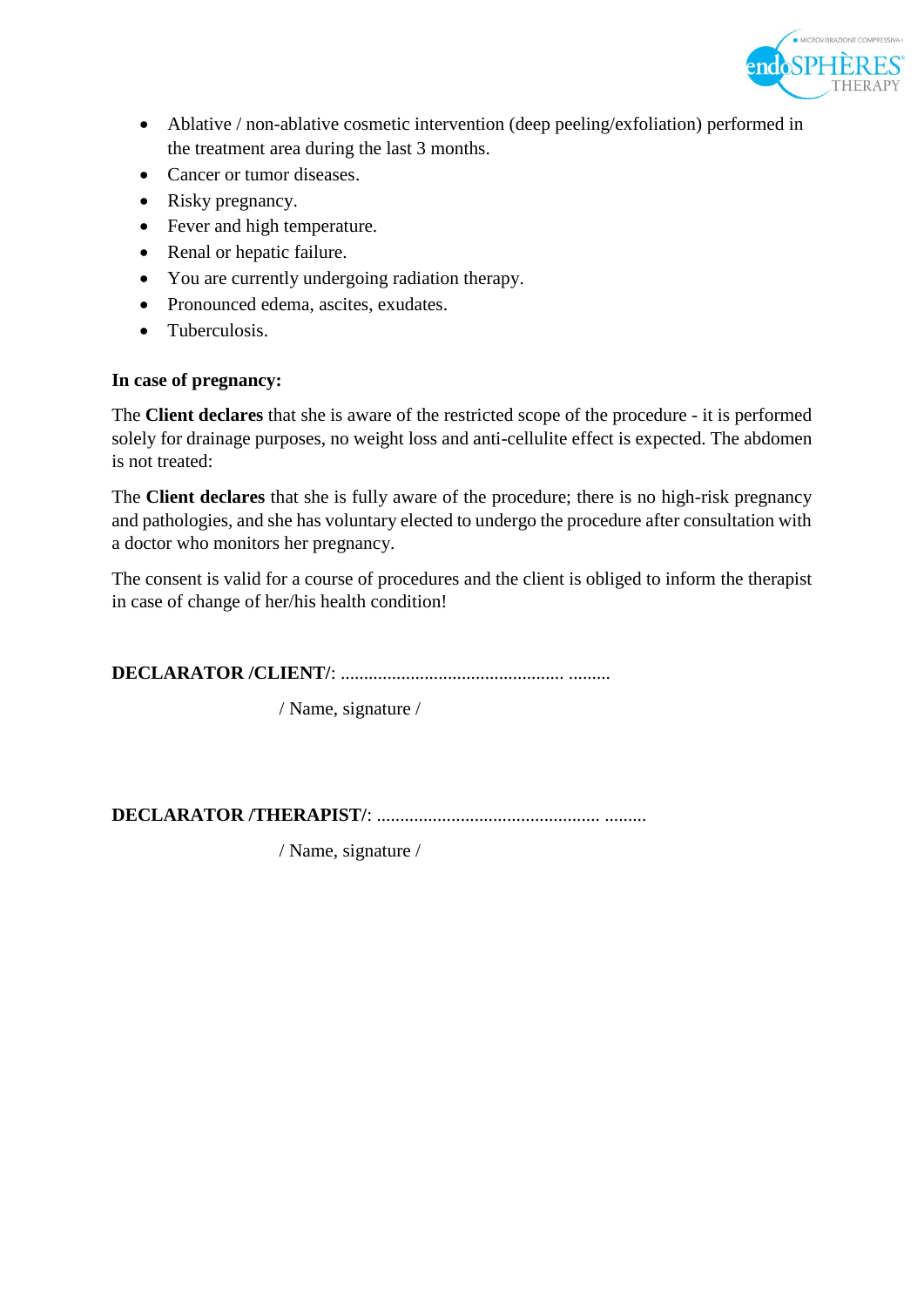- Ablative / non-ablative cosmetic intervention (deep peeling/exfoliation) performed in the treatment area during the last 3 months.
- Cancer or tumor diseases.
- Risky pregnancy.
- Fever and high temperature.
- Renal or hepatic failure.
- You are currently undergoing radiation therapy.
- Pronounced edema, ascites, exudates.
- Tuberculosis.

**In case of pregnancy:**

The **Client declares** that she is aware of the restricted scope of the procedure - it is performed solely for drainage purposes, no weight loss and anti-cellulite effect is expected. The abdomen is not treated:

The **Client declares** that she is fully aware of the procedure; there is no high-risk pregnancy and pathologies, and she has voluntary elected to undergo the procedure after consultation with a doctor who monitors her pregnancy.

The consent is valid for a course of procedures and the client is obliged to inform the therapist in case of change of her/his health condition!

**DECLARATOR /CLIENT/**: ............................................... .........

/ Name, signature /

**DECLARATOR /THERAPIST/**: .............................................. .........

/ Name, signature /